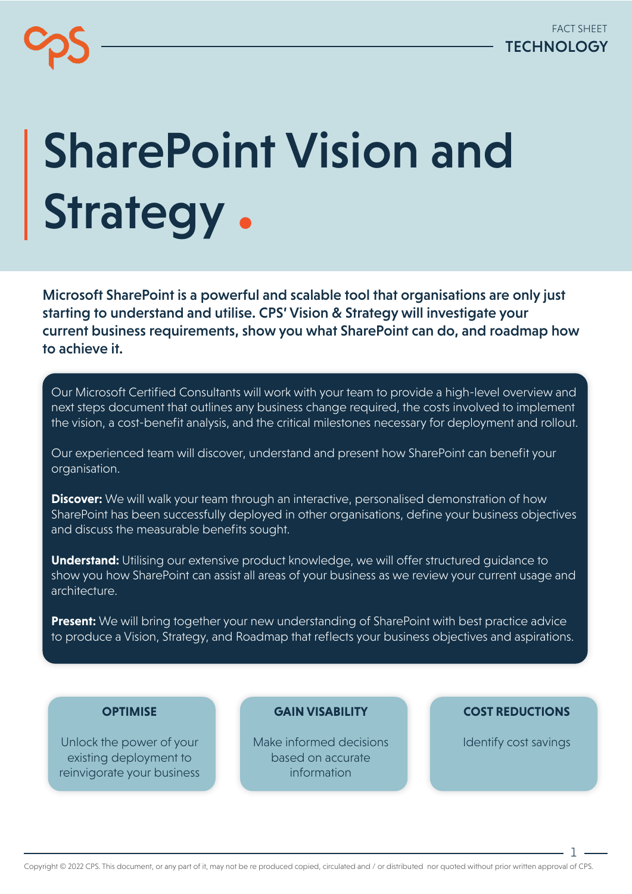FACT SHEET
TECHNOLOGY

# SharePoint Vision and Strategy

**Microsoft SharePoint is a powerful and scalable tool that organisations are only just starting to understand and utilise. CPS' Vision & Strategy will investigate your current business requirements, show you what SharePoint can do, and roadmap how to achieve it.**

Our Microsoft Certified Consultants will work with your team to provide a high-level overview and next steps document that outlines any business change required, the costs involved to implement the vision, a cost-benefit analysis, and the critical milestones necessary for deployment and rollout.

Our experienced team will discover, understand and present how SharePoint can benefit your organisation.

**Discover:** We will walk your team through an interactive, personalised demonstration of how SharePoint has been successfully deployed in other organisations, define your business objectives and discuss the measurable benefits sought.

**Understand:** Utilising our extensive product knowledge, we will offer structured guidance to show you how SharePoint can assist all areas of your business as we review your current usage and architecture.

**Present:** We will bring together your new understanding of SharePoint with best practice advice to produce a Vision, Strategy, and Roadmap that reflects your business objectives and aspirations.

### OPTIMISE

Unlock the power of your existing deployment to reinvigorate your business

### GAIN VISABILITY

Make informed decisions based on accurate information

### COST REDUCTIONS

Identify cost savings

Copyright © 2022 CPS. This document, or any part of it, may not be re produced copied, circulated and / or distributed nor quoted without prior written approval of CPS.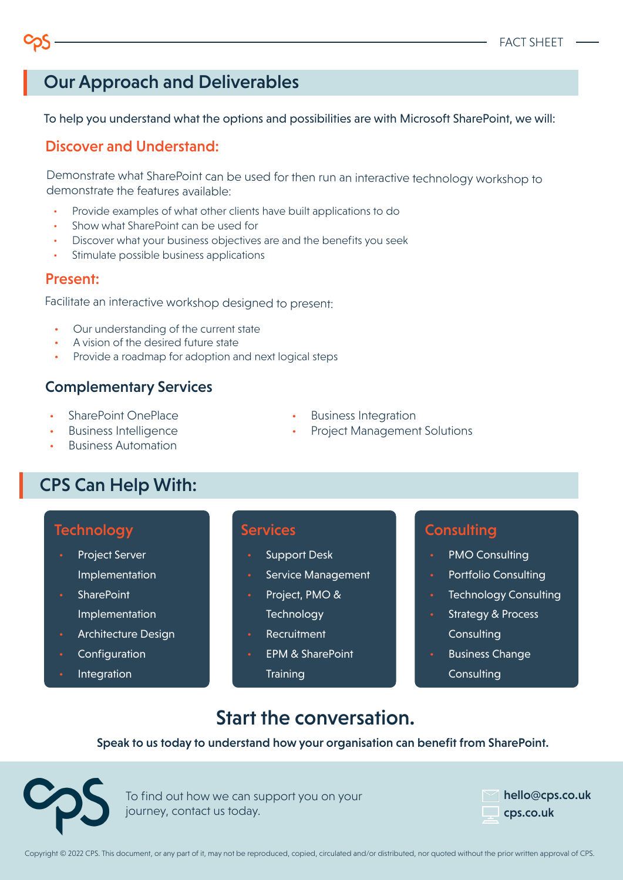## Our Approach and Deliverables

To help you understand what the options and possibilities are with Microsoft SharePoint, we will:

### Discover and Understand:

Demonstrate what SharePoint can be used for then run an interactive technology workshop to demonstrate the features available:

- Provide examples of what other clients have built applications to do
- Show what SharePoint can be used for
- Discover what your business objectives are and the benefits you seek
- Stimulate possible business applications

### Present:

Facilitate an interactive workshop designed to present:

- Our understanding of the current state
- A vision of the desired future state
- Provide a roadmap for adoption and next logical steps

### Complementary Services

- SharePoint OnePlace
- Business Intelligence
- Business Automation
- Business Integration
- Project Management Solutions

## CPS Can Help With:

### Technology

- Project Server Implementation
- SharePoint Implementation
- Architecture Design
- Configuration
- Integration

### Services

- Support Desk
- Service Management
- Project, PMO & Technology
- Recruitment
- EPM & SharePoint Training

### Consulting

- PMO Consulting
- Portfolio Consulting
- Technology Consulting
- Strategy & Process Consulting
- Business Change Consulting

## Start the conversation.

**Speak to us today to understand how your organisation can benefit from SharePoint.**

To find out how we can support you on your journey, contact us today.

**hello@cps.co.uk**

**cps.co.uk**

Copyright © 2022 CPS. This document, or any part of it, may not be reproduced, copied, circulated and/or distributed, nor quoted without the prior written approval of CPS.